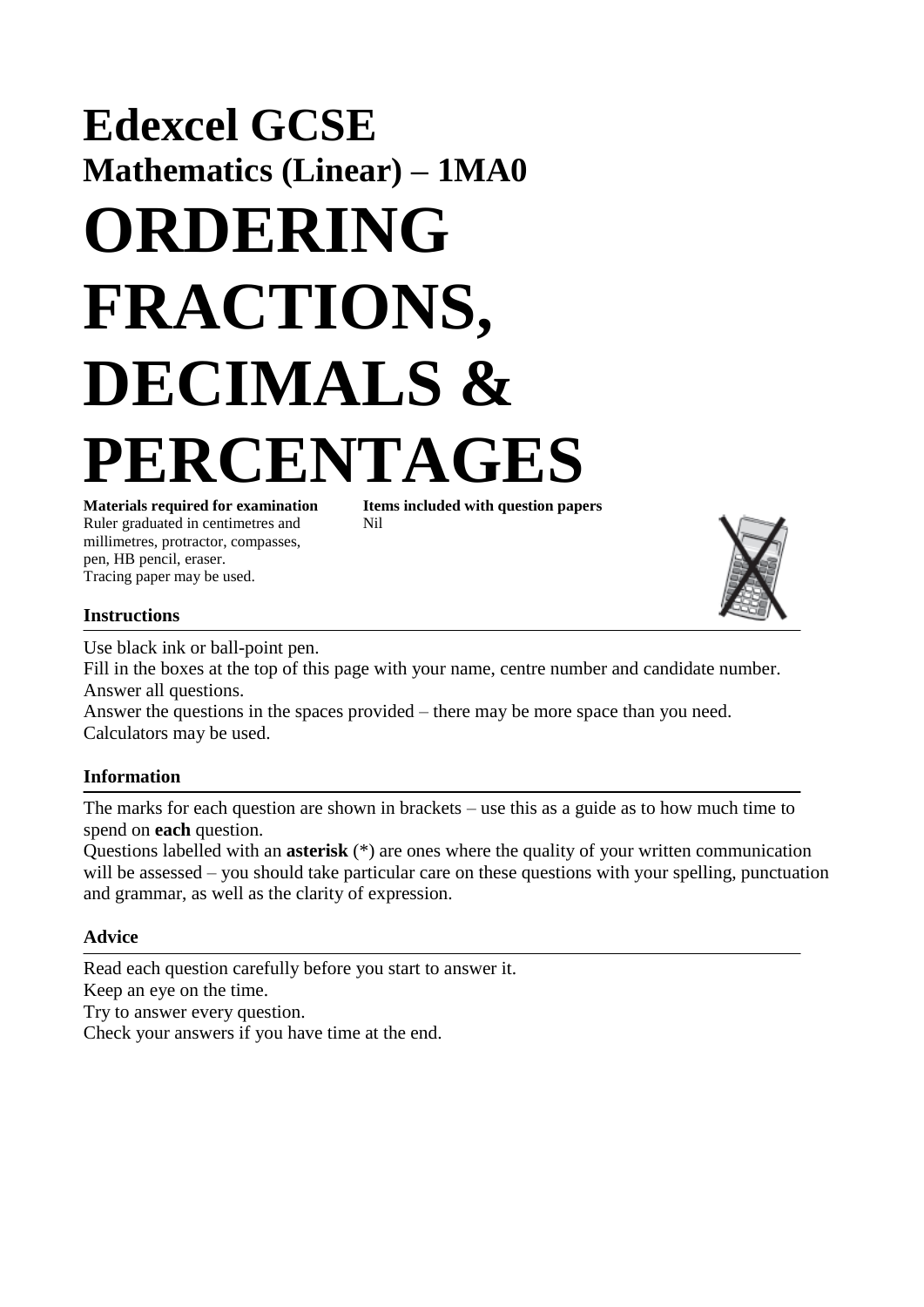# Edexcel GCSE

## Mathematics (Linear) – 1MA0

# ORDERING FRACTIONS, DECIMALS & PERCENTAGES

**Materials required for examination**
Ruler graduated in centimetres and millimetres, protractor, compasses, pen, HB pencil, eraser.
Tracing paper may be used.

**Items included with question papers**
Nil

### Instructions

Use black ink or ball-point pen.
Fill in the boxes at the top of this page with your name, centre number and candidate number.
Answer all questions.
Answer the questions in the spaces provided – there may be more space than you need.
Calculators may be used.

### Information

The marks for each question are shown in brackets – use this as a guide as to how much time to spend on **each** question.
Questions labelled with an **asterisk** (*) are ones where the quality of your written communication will be assessed – you should take particular care on these questions with your spelling, punctuation and grammar, as well as the clarity of expression.

### Advice

Read each question carefully before you start to answer it.
Keep an eye on the time.
Try to answer every question.
Check your answers if you have time at the end.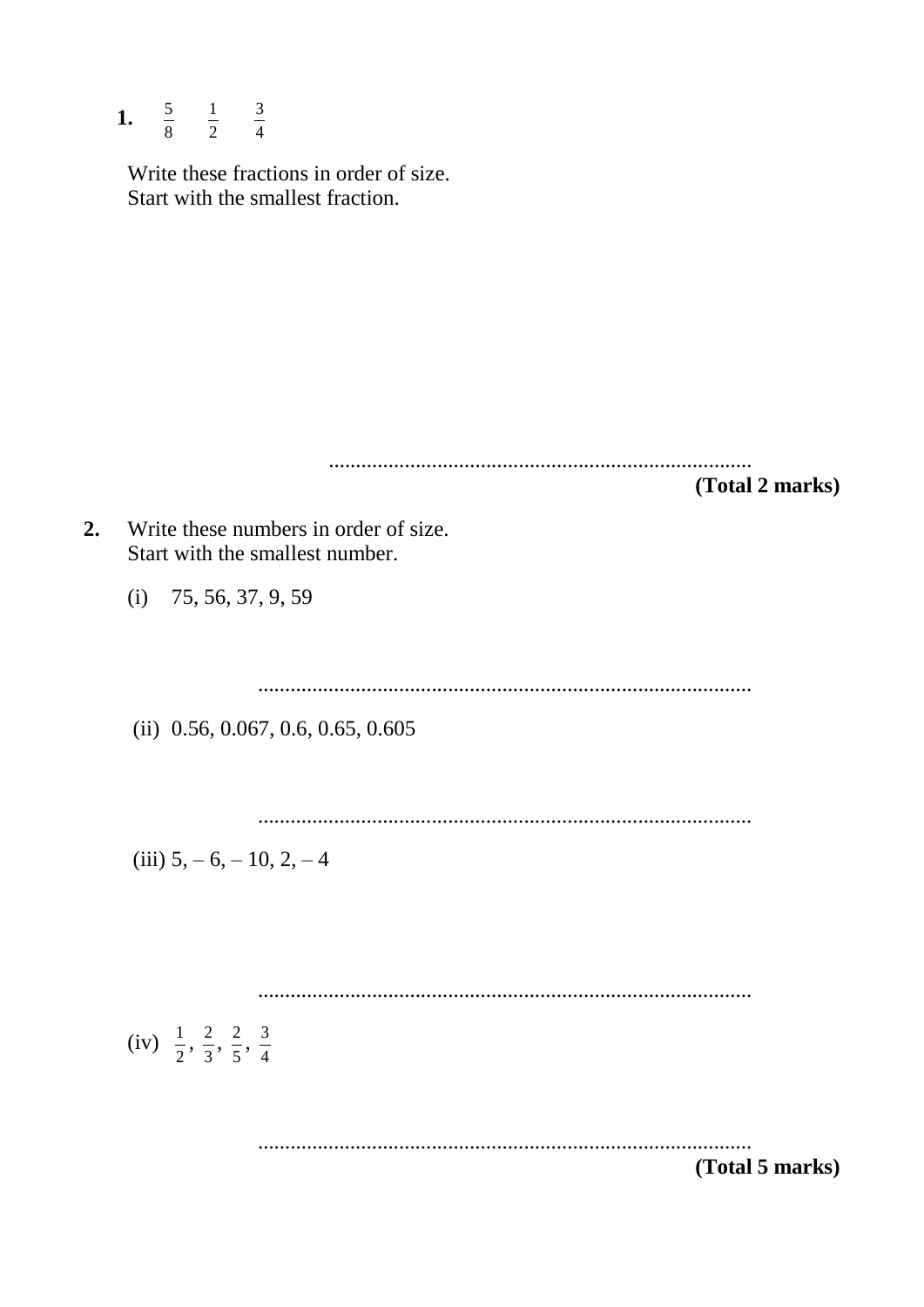**1.** $\frac{5}{8}$ $\frac{1}{2}$ $\frac{3}{4}$

Write these fractions in order of size.
Start with the smallest fraction.

..............................................................................

**(Total 2 marks)**

**2.** Write these numbers in order of size.
Start with the smallest number.

(i) 75, 56, 37, 9, 59

..............................................................................

(ii) 0.56, 0.067, 0.6, 0.65, 0.605

..............................................................................

(iii) 5, – 6, – 10, 2, – 4

..............................................................................

(iv) $\frac{1}{2}$, $\frac{2}{3}$, $\frac{2}{5}$, $\frac{3}{4}$

..............................................................................

**(Total 5 marks)**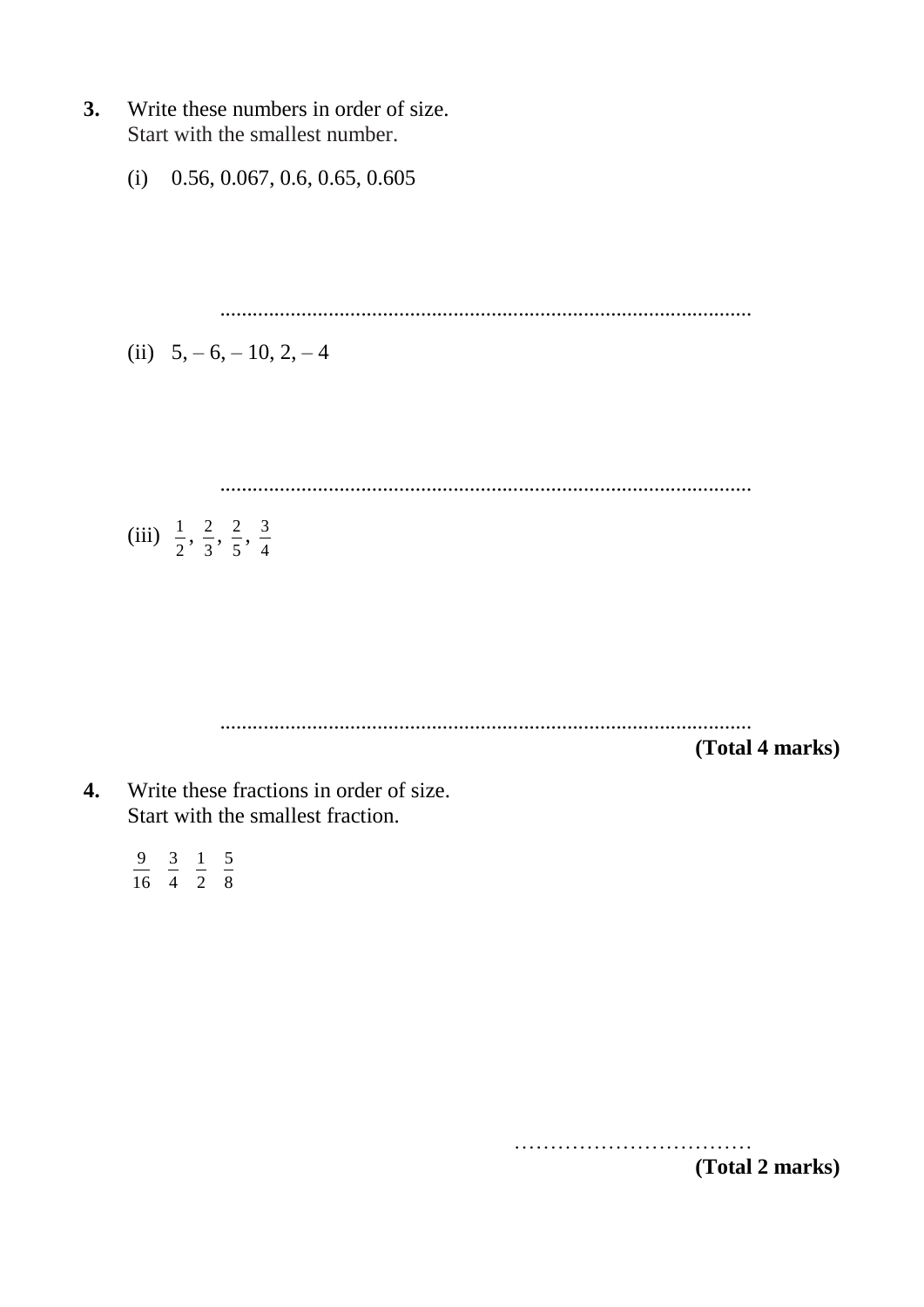**3.** Write these numbers in order of size.
Start with the smallest number.

(i) 0.56, 0.067, 0.6, 0.65, 0.605

..................................................................................................

(ii) 5, – 6, – 10, 2, – 4

..................................................................................................

(iii) $\frac{1}{2}$, $\frac{2}{3}$, $\frac{2}{5}$, $\frac{3}{4}$

..................................................................................................

**(Total 4 marks)**

**4.** Write these fractions in order of size.
Start with the smallest fraction.

$\frac{9}{16}$ $\frac{3}{4}$ $\frac{1}{2}$ $\frac{5}{8}$

……………………………

**(Total 2 marks)**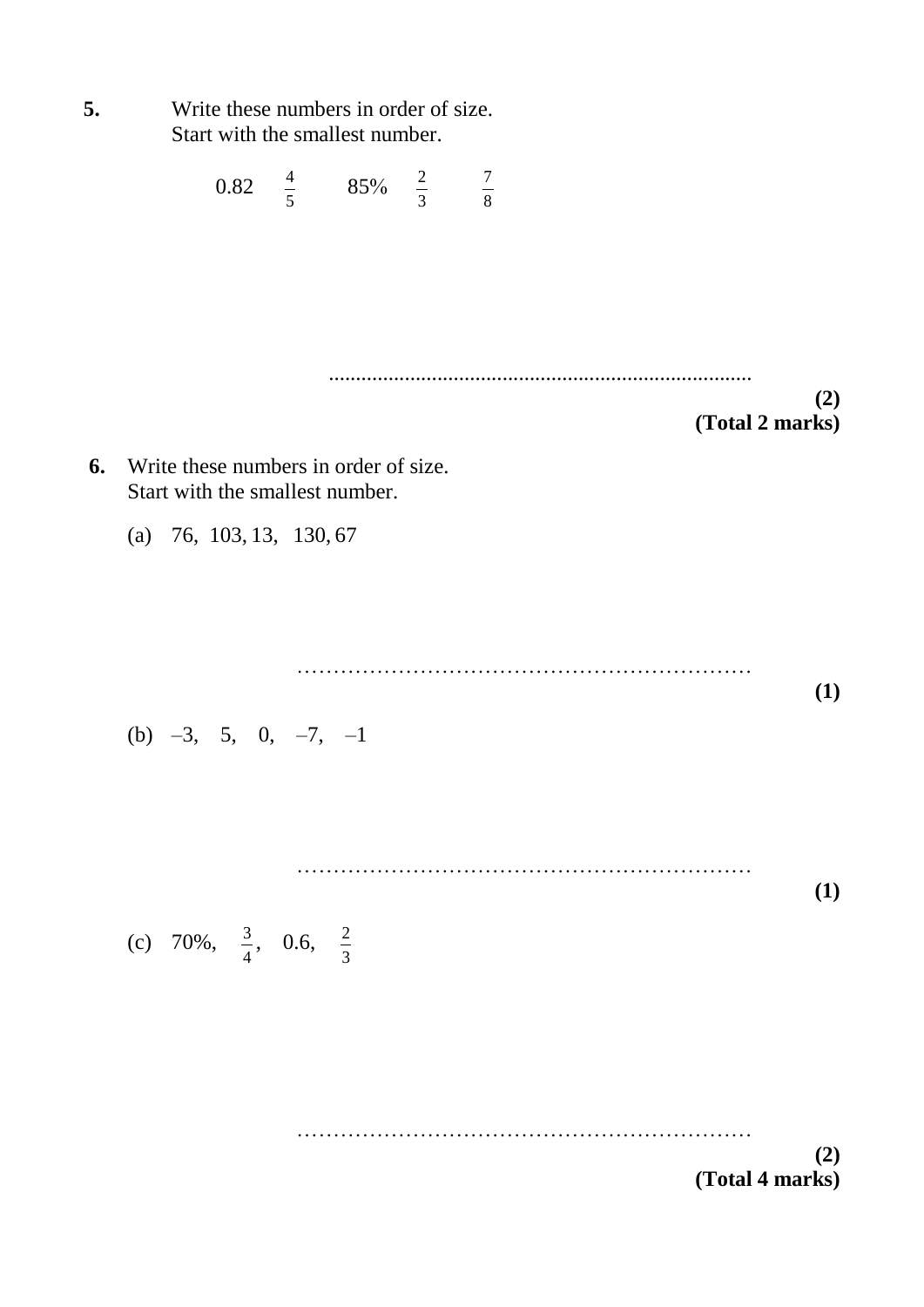**5.** Write these numbers in order of size.
Start with the smallest number.

$0.82 \quad \frac{4}{5} \quad 85\% \quad \frac{2}{3} \quad \frac{7}{8}$

..............................................................................

**(2)**
**(Total 2 marks)**

**6.** Write these numbers in order of size.
Start with the smallest number.

(a) 76, 103, 13, 130, 67

……………………………………………………

**(1)**

(b) –3, 5, 0, –7, –1

……………………………………………………

**(1)**

(c) 70%, $\frac{3}{4}$, 0.6, $\frac{2}{3}$

……………………………………………………

**(2)**
**(Total 4 marks)**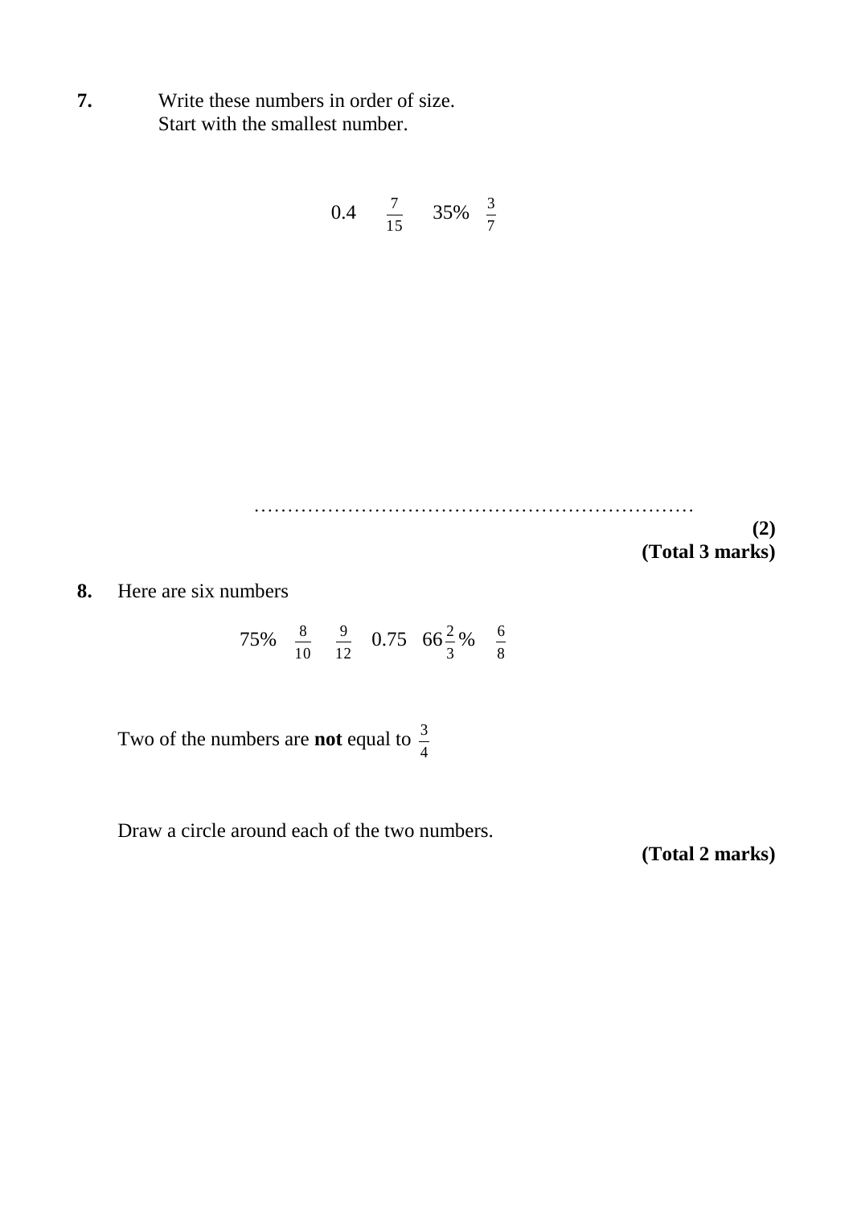**7.** Write these numbers in order of size.
Start with the smallest number.

$$0.4 \qquad \frac{7}{15} \qquad 35\% \qquad \frac{3}{7}$$

……………………………………………………………

**(2)**
**(Total 3 marks)**

**8.** Here are six numbers

$$75\% \quad \frac{8}{10} \quad \frac{9}{12} \quad 0.75 \quad 66\frac{2}{3}\% \quad \frac{6}{8}$$

Two of the numbers are **not** equal to $\frac{3}{4}$

Draw a circle around each of the two numbers.

**(Total 2 marks)**